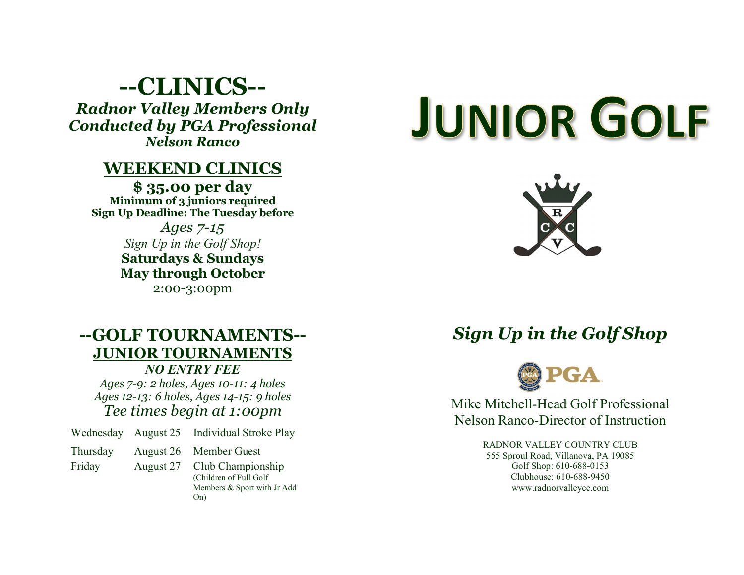# --CLINICS--

***Radnor Valley Members Only***
***Conducted by PGA Professional***
***Nelson Ranco***

## WEEKEND CLINICS

**$ 35.00 per day**
**Minimum of 3 juniors required**
**Sign Up Deadline: The Tuesday before**

*Ages 7-15*

*Sign Up in the Golf Shop!*

**Saturdays & Sundays**
**May through October**

2:00-3:00pm

# --GOLF TOURNAMENTS--

## JUNIOR TOURNAMENTS

***NO ENTRY FEE***

*Ages 7-9: 2 holes, Ages 10-11: 4 holes*
*Ages 12-13: 6 holes, Ages 14-15: 9 holes*

*Tee times begin at 1:00pm*

| | | |
|---|---|---|
| Wednesday | August 25 | Individual Stroke Play |
| Thursday | August 26 | Member Guest |
| Friday | August 27 | Club Championship (Children of Full Golf Members & Sport with Jr Add On) |

# JUNIOR GOLF

*Sign Up in the Golf Shop*

Mike Mitchell-Head Golf Professional
Nelson Ranco-Director of Instruction

RADNOR VALLEY COUNTRY CLUB
555 Sproul Road, Villanova, PA 19085
Golf Shop: 610-688-0153
Clubhouse: 610-688-9450
www.radnorvalleycc.com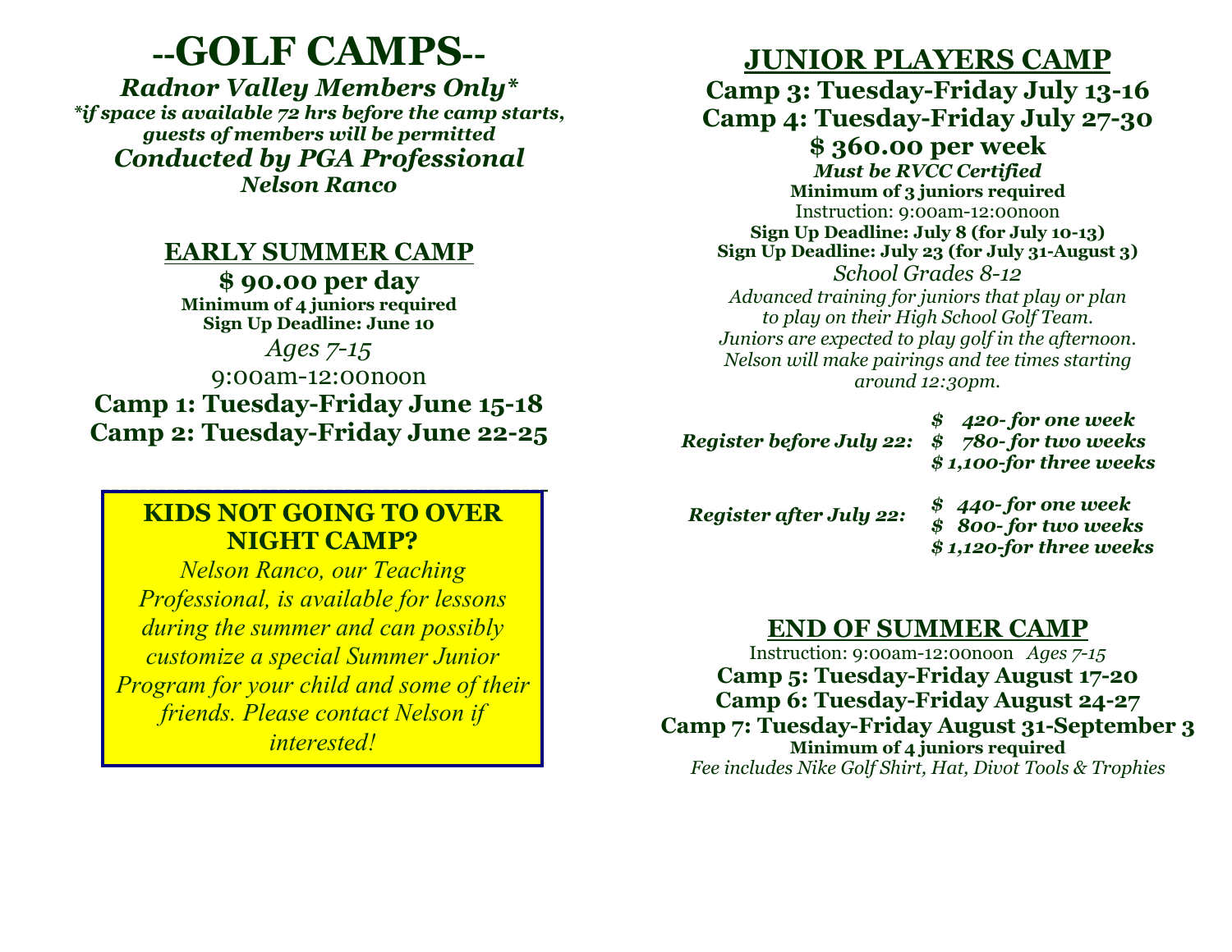# --GOLF CAMPS--

***Radnor Valley Members Only****

***if space is available 72 hrs before the camp starts, guests of members will be permitted***

***Conducted by PGA Professional***
***Nelson Ranco***

## EARLY SUMMER CAMP

**$ 90.00 per day**

**Minimum of 4 juniors required**

**Sign Up Deadline: June 10**

*Ages 7-15*

9:00am-12:00noon

**Camp 1: Tuesday-Friday June 15-18**

**Camp 2: Tuesday-Friday June 22-25**

### KIDS NOT GOING TO OVER NIGHT CAMP?

*Nelson Ranco, our Teaching Professional, is available for lessons during the summer and can possibly customize a special Summer Junior Program for your child and some of their friends. Please contact Nelson if interested!*

## JUNIOR PLAYERS CAMP

**Camp 3: Tuesday-Friday July 13-16**

**Camp 4: Tuesday-Friday July 27-30**

**$ 360.00 per week**

***Must be RVCC Certified***

**Minimum of 3 juniors required**

Instruction: 9:00am-12:00noon

**Sign Up Deadline: July 8 (for July 10-13)**

**Sign Up Deadline: July 23 (for July 31-August 3)**

*School Grades 8-12*

*Advanced training for juniors that play or plan to play on their High School Golf Team. Juniors are expected to play golf in the afternoon. Nelson will make pairings and tee times starting around 12:30pm.*

***Register before July 22:***
***$ 420- for one week***
***$ 780- for two weeks***
***$ 1,100-for three weeks***

***Register after July 22:***
***$ 440- for one week***
***$ 800- for two weeks***
***$ 1,120-for three weeks***

## END OF SUMMER CAMP

Instruction: 9:00am-12:00noon *Ages 7-15*

**Camp 5: Tuesday-Friday August 17-20**

**Camp 6: Tuesday-Friday August 24-27**

**Camp 7: Tuesday-Friday August 31-September 3**

**Minimum of 4 juniors required**

*Fee includes Nike Golf Shirt, Hat, Divot Tools & Trophies*